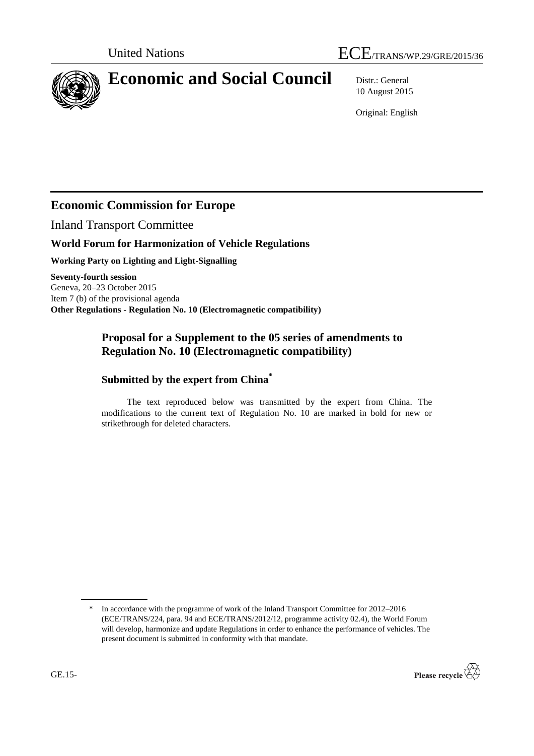United Nations ECE/TRANS/WP.29/GRE/2015/36

# Economic and Social Council

Distr.: General
10 August 2015

Original: English

## Economic Commission for Europe

Inland Transport Committee

### World Forum for Harmonization of Vehicle Regulations

**Working Party on Lighting and Light-Signalling**

**Seventy-fourth session**
Geneva, 20–23 October 2015
Item 7 (b) of the provisional agenda
**Other Regulations - Regulation No. 10 (Electromagnetic compatibility)**

### Proposal for a Supplement to the 05 series of amendments to Regulation No. 10 (Electromagnetic compatibility)

### Submitted by the expert from China*

The text reproduced below was transmitted by the expert from China. The modifications to the current text of Regulation No. 10 are marked in bold for new or strikethrough for deleted characters.

\* In accordance with the programme of work of the Inland Transport Committee for 2012–2016 (ECE/TRANS/224, para. 94 and ECE/TRANS/2012/12, programme activity 02.4), the World Forum will develop, harmonize and update Regulations in order to enhance the performance of vehicles. The present document is submitted in conformity with that mandate.

GE.15-

Please recycle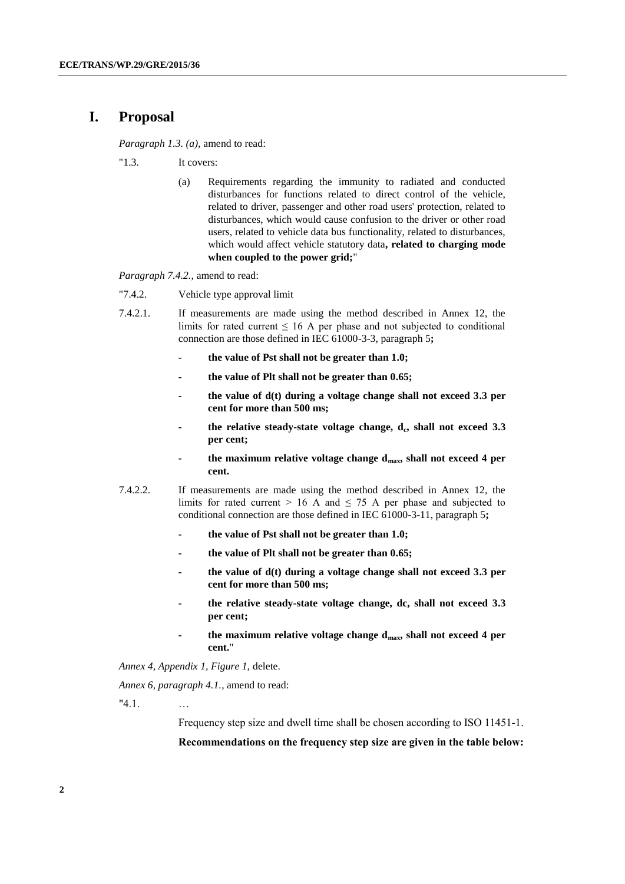# I. Proposal

*Paragraph 1.3. (a),* amend to read:

"1.3. It covers:

(a) Requirements regarding the immunity to radiated and conducted disturbances for functions related to direct control of the vehicle, related to driver, passenger and other road users' protection, related to disturbances, which would cause confusion to the driver or other road users, related to vehicle data bus functionality, related to disturbances, which would affect vehicle statutory data**, related to charging mode when coupled to the power grid;**"

*Paragraph 7.4.2.,* amend to read:

"7.4.2. Vehicle type approval limit

7.4.2.1. If measurements are made using the method described in Annex 12, the limits for rated current ≤ 16 A per phase and not subjected to conditional connection are those defined in IEC 61000-3-3, paragraph 5**;**

- **the value of Pst shall not be greater than 1.0;**
- **the value of Plt shall not be greater than 0.65;**
- **the value of d(t) during a voltage change shall not exceed 3.3 per cent for more than 500 ms;**
- **the relative steady-state voltage change, $d_c$, shall not exceed 3.3 per cent;**
- **the maximum relative voltage change $d_{max}$, shall not exceed 4 per cent.**

7.4.2.2. If measurements are made using the method described in Annex 12, the limits for rated current > 16 A and ≤ 75 A per phase and subjected to conditional connection are those defined in IEC 61000-3-11, paragraph 5**;**

- **the value of Pst shall not be greater than 1.0;**
- **the value of Plt shall not be greater than 0.65;**
- **the value of d(t) during a voltage change shall not exceed 3.3 per cent for more than 500 ms;**
- **the relative steady-state voltage change, dc, shall not exceed 3.3 per cent;**
- **the maximum relative voltage change $d_{max}$, shall not exceed 4 per cent.**"

*Annex 4, Appendix 1, Figure 1,* delete.

*Annex 6, paragraph 4.1.,* amend to read:

"4.1. …

Frequency step size and dwell time shall be chosen according to ISO 11451-1.

**Recommendations on the frequency step size are given in the table below:**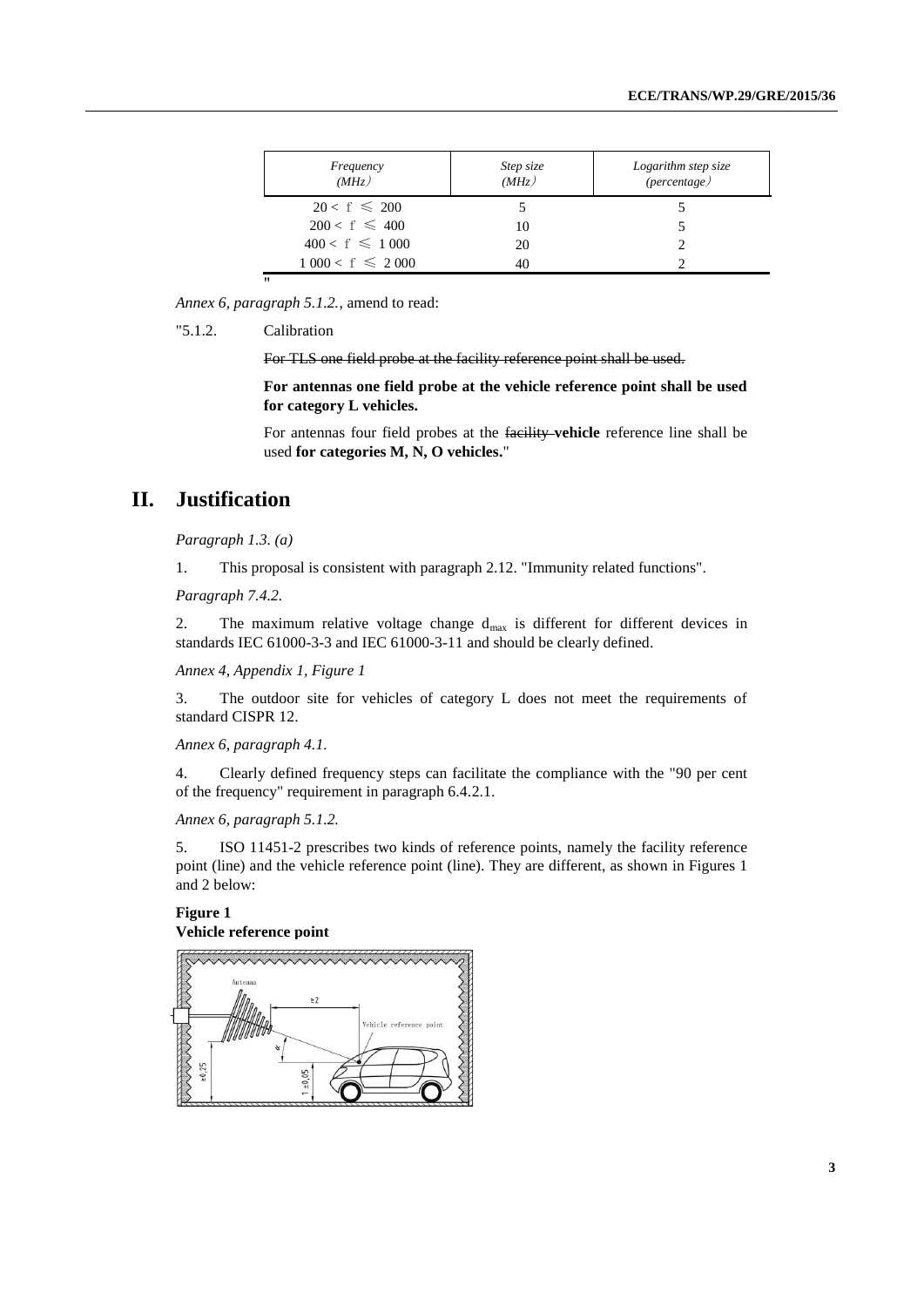| Frequency (MHz) | Step size (MHz) | Logarithm step size (percentage) |
|---|---|---|
| 20 < f ≤ 200 | 5 | 5 |
| 200 < f ≤ 400 | 10 | 5 |
| 400 < f ≤ 1 000 | 20 | 2 |
| 1 000 < f ≤ 2 000 | 40 | 2 |

"

*Annex 6, paragraph 5.1.2.*, amend to read:

"5.1.2. Calibration

~~For TLS one field probe at the facility reference point shall be used.~~

**For antennas one field probe at the vehicle reference point shall be used for category L vehicles.**

For antennas four field probes at the ~~facility~~ **vehicle** reference line shall be used **for categories M, N, O vehicles.**"

## II. Justification

*Paragraph 1.3. (a)*

1. This proposal is consistent with paragraph 2.12. "Immunity related functions".

*Paragraph 7.4.2.*

2. The maximum relative voltage change $d_{max}$ is different for different devices in standards IEC 61000-3-3 and IEC 61000-3-11 and should be clearly defined.

*Annex 4, Appendix 1, Figure 1*

3. The outdoor site for vehicles of category L does not meet the requirements of standard CISPR 12.

*Annex 6, paragraph 4.1.*

4. Clearly defined frequency steps can facilitate the compliance with the "90 per cent of the frequency" requirement in paragraph 6.4.2.1.

*Annex 6, paragraph 5.1.2.*

5. ISO 11451-2 prescribes two kinds of reference points, namely the facility reference point (line) and the vehicle reference point (line). They are different, as shown in Figures 1 and 2 below:

**Figure 1**
**Vehicle reference point**

Antenna
≥2
Vehicle reference point
α
≥0,25
1 ±0,05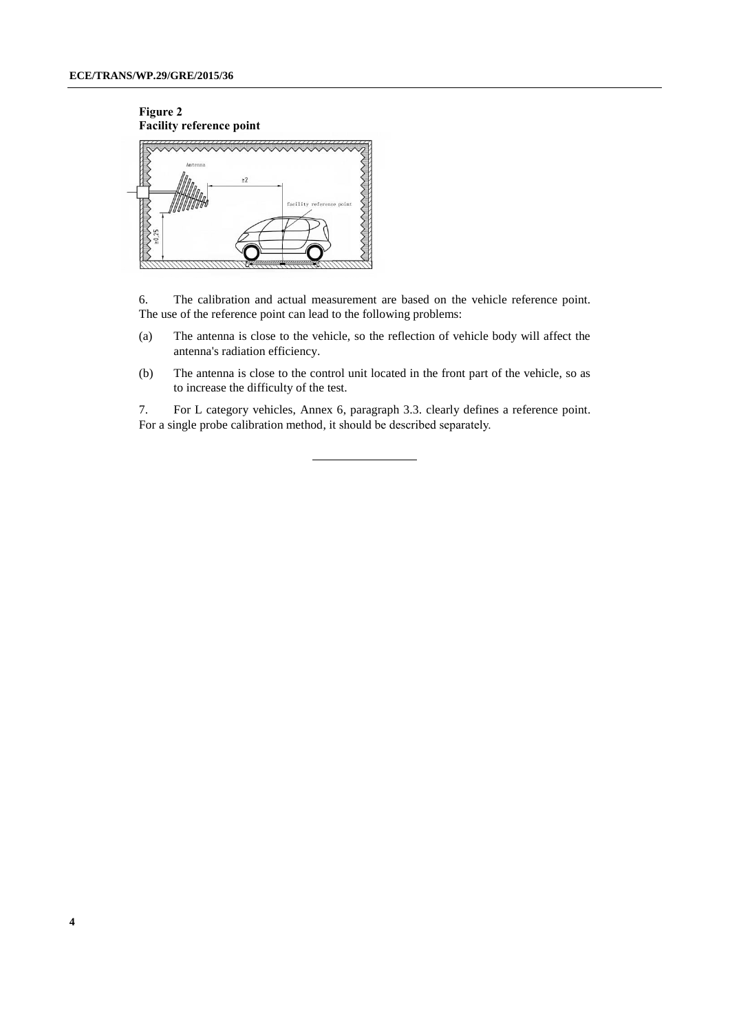**Figure 2**
**Facility reference point**

Antenna

≥2

facility reference point

≥0.25

6. The calibration and actual measurement are based on the vehicle reference point. The use of the reference point can lead to the following problems:

(a) The antenna is close to the vehicle, so the reflection of vehicle body will affect the antenna's radiation efficiency.

(b) The antenna is close to the control unit located in the front part of the vehicle, so as to increase the difficulty of the test.

7. For L category vehicles, Annex 6, paragraph 3.3. clearly defines a reference point. For a single probe calibration method, it should be described separately.